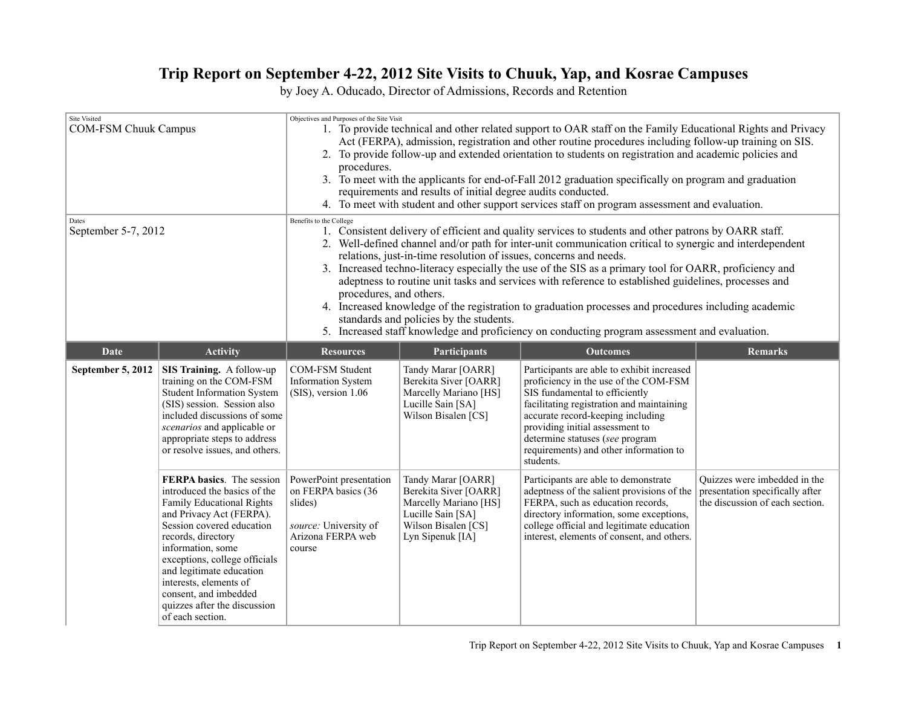# Trip Report on September 4-22, 2012 Site Visits to Chuuk, Yap, and Kosrae Campuses

by Joey A. Oducado, Director of Admissions, Records and Retention

| Site Visited | Objectives and Purposes of the Site Visit |
|---|---|
| COM-FSM Chuuk Campus | 1. To provide technical and other related support to OAR staff on the Family Educational Rights and Privacy Act (FERPA), admission, registration and other routine procedures including follow-up training on SIS.<br>2. To provide follow-up and extended orientation to students on registration and academic policies and procedures.<br>3. To meet with the applicants for end-of-Fall 2012 graduation specifically on program and graduation requirements and results of initial degree audits conducted.<br>4. To meet with student and other support services staff on program assessment and evaluation. |
| **Dates** | **Benefits to the College** |
| September 5-7, 2012 | 1. Consistent delivery of efficient and quality services to students and other patrons by OARR staff.<br>2. Well-defined channel and/or path for inter-unit communication critical to synergic and interdependent relations, just-in-time resolution of issues, concerns and needs.<br>3. Increased techno-literacy especially the use of the SIS as a primary tool for OARR, proficiency and adeptness to routine unit tasks and services with reference to established guidelines, processes and procedures, and others.<br>4. Increased knowledge of the registration to graduation processes and procedures including academic standards and policies by the students.<br>5. Increased staff knowledge and proficiency on conducting program assessment and evaluation. |

| Date | Activity | Resources | Participants | Outcomes | Remarks |
|---|---|---|---|---|---|
| **September 5, 2012** | **SIS Training.** A follow-up training on the COM-FSM Student Information System (SIS) session. Session also included discussions of some *scenarios* and applicable or appropriate steps to address or resolve issues, and others. | COM-FSM Student Information System (SIS), version 1.06 | Tandy Marar [OARR]<br>Berekita Siver [OARR]<br>Marcelly Mariano [HS]<br>Lucille Sain [SA]<br>Wilson Bisalen [CS] | Participants are able to exhibit increased proficiency in the use of the COM-FSM SIS fundamental to efficiently facilitating registration and maintaining accurate record-keeping including providing initial assessment to determine statuses (*see* program requirements) and other information to students. | |
| | **FERPA basics**. The session introduced the basics of the Family Educational Rights and Privacy Act (FERPA). Session covered education records, directory information, some exceptions, college officials and legitimate education interests, elements of consent, and imbedded quizzes after the discussion of each section. | PowerPoint presentation on FERPA basics (36 slides)<br><br>*source:* University of Arizona FERPA web course | Tandy Marar [OARR]<br>Berekita Siver [OARR]<br>Marcelly Mariano [HS]<br>Lucille Sain [SA]<br>Wilson Bisalen [CS]<br>Lyn Sipenuk [IA] | Participants are able to demonstrate adeptness of the salient provisions of the FERPA, such as education records, directory information, some exceptions, college official and legitimate education interest, elements of consent, and others. | Quizzes were imbedded in the presentation specifically after the discussion of each section. |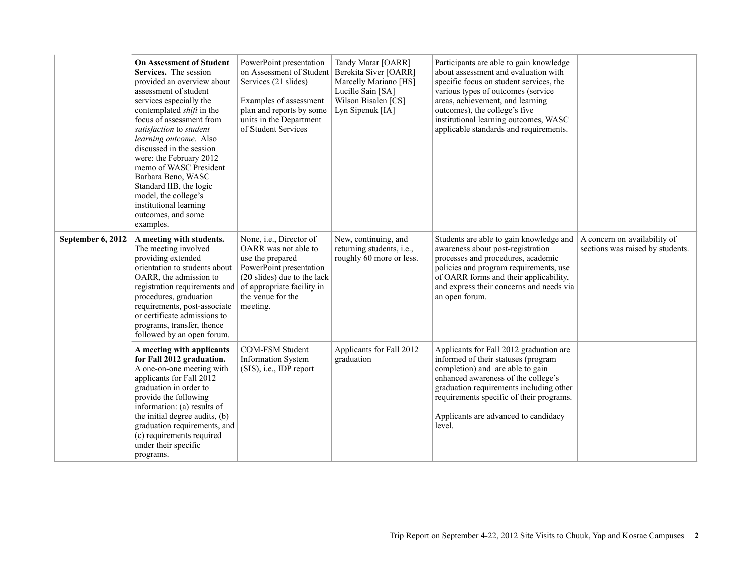| | | | | | |
|---|---|---|---|---|---|
| | **On Assessment of Student Services.** The session provided an overview about assessment of student services especially the contemplated *shift* in the focus of assessment from *satisfaction* to *student learning outcome*. Also discussed in the session were: the February 2012 memo of WASC President Barbara Beno, WASC Standard IIB, the logic model, the college's institutional learning outcomes, and some examples. | PowerPoint presentation on Assessment of Student Services (21 slides)<br><br>Examples of assessment plan and reports by some units in the Department of Student Services | Tandy Marar [OARR]<br>Berekita Siver [OARR]<br>Marcelly Mariano [HS]<br>Lucille Sain [SA]<br>Wilson Bisalen [CS]<br>Lyn Sipenuk [IA] | Participants are able to gain knowledge about assessment and evaluation with specific focus on student services, the various types of outcomes (service areas, achievement, and learning outcomes), the college's five institutional learning outcomes, WASC applicable standards and requirements. | |
| **September 6, 2012** | **A meeting with students.** The meeting involved providing extended orientation to students about OARR, the admission to registration requirements and procedures, graduation requirements, post-associate or certificate admissions to programs, transfer, thence followed by an open forum. | None, i.e., Director of OARR was not able to use the prepared PowerPoint presentation (20 slides) due to the lack of appropriate facility in the venue for the meeting. | New, continuing, and returning students, i.e., roughly 60 more or less. | Students are able to gain knowledge and awareness about post-registration processes and procedures, academic policies and program requirements, use of OARR forms and their applicability, and express their concerns and needs via an open forum. | A concern on availability of sections was raised by students. |
| | **A meeting with applicants for Fall 2012 graduation.** A one-on-one meeting with applicants for Fall 2012 graduation in order to provide the following information: (a) results of the initial degree audits, (b) graduation requirements, and (c) requirements required under their specific programs. | COM-FSM Student Information System (SIS), i.e., IDP report | Applicants for Fall 2012 graduation | Applicants for Fall 2012 graduation are informed of their statuses (program completion) and are able to gain enhanced awareness of the college's graduation requirements including other requirements specific of their programs.<br><br>Applicants are advanced to candidacy level. | |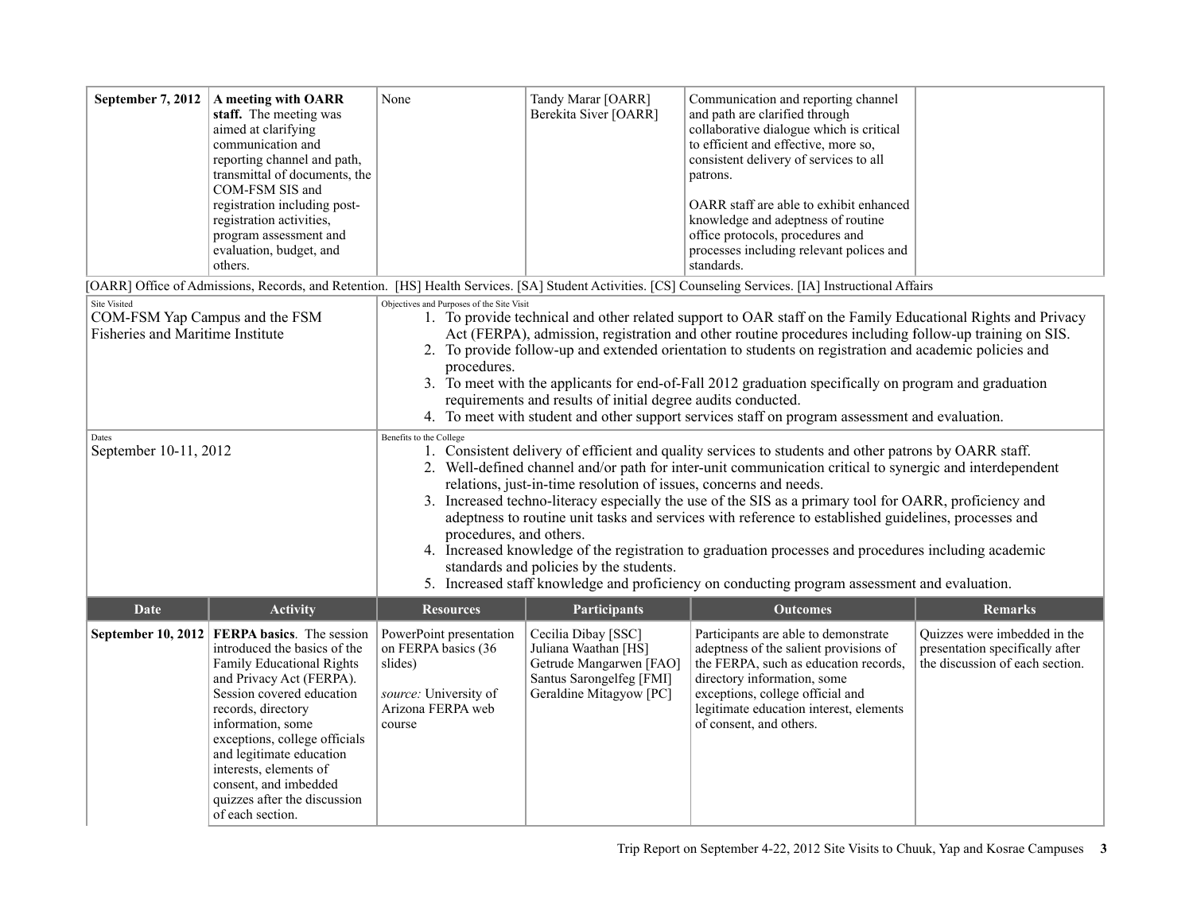| September 7, 2012 | **A meeting with OARR staff.** The meeting was aimed at clarifying communication and reporting channel and path, transmittal of documents, the COM-FSM SIS and registration including post-registration activities, program assessment and evaluation, budget, and others. | None | Tandy Marar [OARR]<br>Berekita Siver [OARR] | Communication and reporting channel and path are clarified through collaborative dialogue which is critical to efficient and effective, more so, consistent delivery of services to all patrons.<br><br>OARR staff are able to exhibit enhanced knowledge and adeptness of routine office protocols, procedures and processes including relevant polices and standards. | |
|---|---|---|---|---|---|

[OARR] Office of Admissions, Records, and Retention. [HS] Health Services. [SA] Student Activities. [CS] Counseling Services. [IA] Instructional Affairs

| Site Visited | Objectives and Purposes of the Site Visit |
|---|---|
| COM-FSM Yap Campus and the FSM Fisheries and Maritime Institute | 1. To provide technical and other related support to OAR staff on the Family Educational Rights and Privacy Act (FERPA), admission, registration and other routine procedures including follow-up training on SIS.<br>2. To provide follow-up and extended orientation to students on registration and academic policies and procedures.<br>3. To meet with the applicants for end-of-Fall 2012 graduation specifically on program and graduation requirements and results of initial degree audits conducted.<br>4. To meet with student and other support services staff on program assessment and evaluation. |
| **Dates** | **Benefits to the College** |
| September 10-11, 2012 | 1. Consistent delivery of efficient and quality services to students and other patrons by OARR staff.<br>2. Well-defined channel and/or path for inter-unit communication critical to synergic and interdependent relations, just-in-time resolution of issues, concerns and needs.<br>3. Increased techno-literacy especially the use of the SIS as a primary tool for OARR, proficiency and adeptness to routine unit tasks and services with reference to established guidelines, processes and procedures, and others.<br>4. Increased knowledge of the registration to graduation processes and procedures including academic standards and policies by the students.<br>5. Increased staff knowledge and proficiency on conducting program assessment and evaluation. |

| Date | Activity | Resources | Participants | Outcomes | Remarks |
|---|---|---|---|---|---|
| September 10, 2012 | **FERPA basics**. The session introduced the basics of the Family Educational Rights and Privacy Act (FERPA). Session covered education records, directory information, some exceptions, college officials and legitimate education interests, elements of consent, and imbedded quizzes after the discussion of each section. | PowerPoint presentation on FERPA basics (36 slides)<br><br>*source:* University of Arizona FERPA web course | Cecilia Dibay [SSC]<br>Juliana Waathan [HS]<br>Getrude Mangarwen [FAO]<br>Santus Sarongelfeg [FMI]<br>Geraldine Mitagyow [PC] | Participants are able to demonstrate adeptness of the salient provisions of the FERPA, such as education records, directory information, some exceptions, college official and legitimate education interest, elements of consent, and others. | Quizzes were imbedded in the presentation specifically after the discussion of each section. |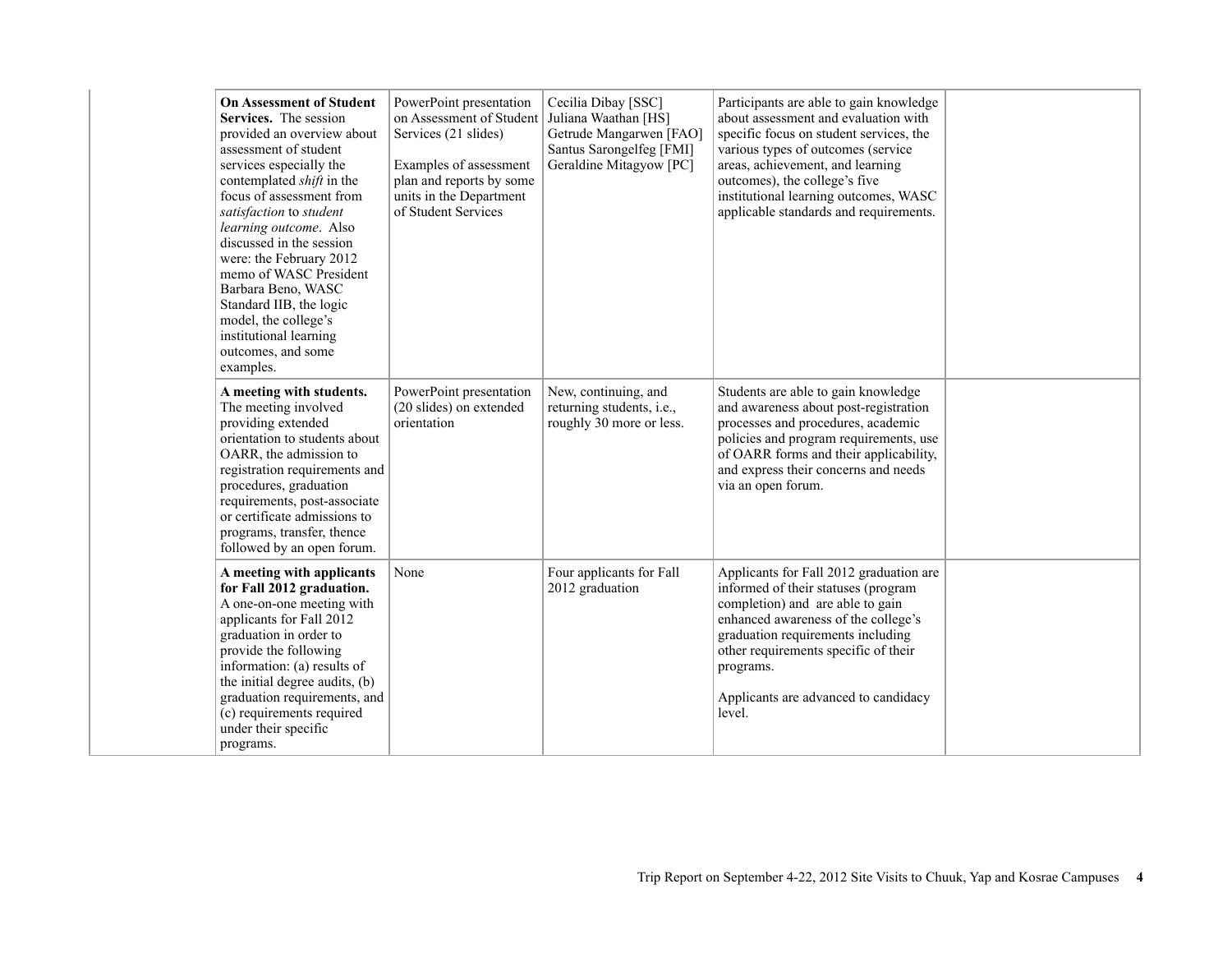| | | | | | |
|---|---|---|---|---|---|
| | **On Assessment of Student Services.** The session provided an overview about assessment of student services especially the contemplated *shift* in the focus of assessment from *satisfaction* to *student learning outcome*. Also discussed in the session were: the February 2012 memo of WASC President Barbara Beno, WASC Standard IIB, the logic model, the college's institutional learning outcomes, and some examples. | PowerPoint presentation on Assessment of Student Services (21 slides)<br><br>Examples of assessment plan and reports by some units in the Department of Student Services | Cecilia Dibay [SSC]<br>Juliana Waathan [HS]<br>Getrude Mangarwen [FAO]<br>Santus Sarongelfeg [FMI]<br>Geraldine Mitagyow [PC] | Participants are able to gain knowledge about assessment and evaluation with specific focus on student services, the various types of outcomes (service areas, achievement, and learning outcomes), the college's five institutional learning outcomes, WASC applicable standards and requirements. | |
| | **A meeting with students.** The meeting involved providing extended orientation to students about OARR, the admission to registration requirements and procedures, graduation requirements, post-associate or certificate admissions to programs, transfer, thence followed by an open forum. | PowerPoint presentation (20 slides) on extended orientation | New, continuing, and returning students, i.e., roughly 30 more or less. | Students are able to gain knowledge and awareness about post-registration processes and procedures, academic policies and program requirements, use of OARR forms and their applicability, and express their concerns and needs via an open forum. | |
| | **A meeting with applicants for Fall 2012 graduation.** A one-on-one meeting with applicants for Fall 2012 graduation in order to provide the following information: (a) results of the initial degree audits, (b) graduation requirements, and (c) requirements required under their specific programs. | None | Four applicants for Fall 2012 graduation | Applicants for Fall 2012 graduation are informed of their statuses (program completion) and are able to gain enhanced awareness of the college's graduation requirements including other requirements specific of their programs.<br><br>Applicants are advanced to candidacy level. | |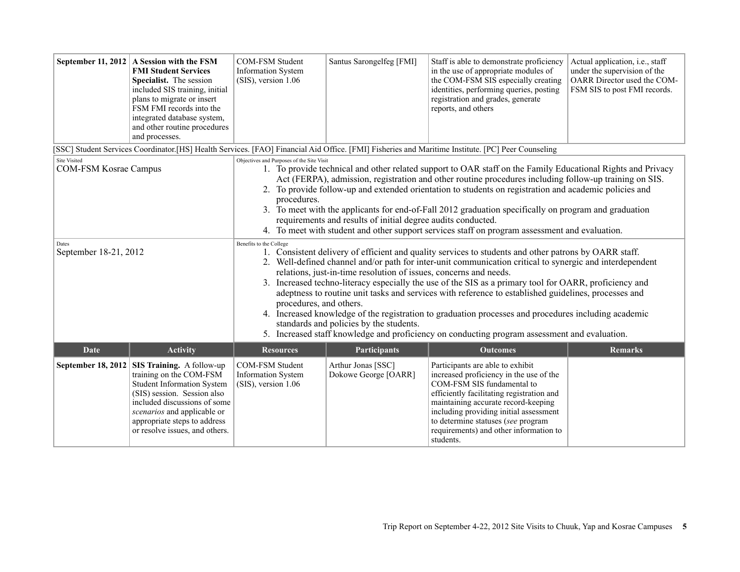| Date | Activity | Resources | Participants | Outcomes | Remarks |
|---|---|---|---|---|---|
| **September 11, 2012** | **A Session with the FSM FMI Student Services Specialist.** The session included SIS training, initial plans to migrate or insert FSM FMI records into the integrated database system, and other routine procedures and processes. | COM-FSM Student Information System (SIS), version 1.06 | Santus Sarongelfeg [FMI] | Staff is able to demonstrate proficiency in the use of appropriate modules of the COM-FSM SIS especially creating identities, performing queries, posting registration and grades, generate reports, and others | Actual application, i.e., staff under the supervision of the OARR Director used the COM-FSM SIS to post FMI records. |

[SSC] Student Services Coordinator.[HS] Health Services. [FAO] Financial Aid Office. [FMI] Fisheries and Maritime Institute. [PC] Peer Counseling

| Site Visited | Objectives and Purposes of the Site Visit |
|---|---|
| COM-FSM Kosrae Campus | 1. To provide technical and other related support to OAR staff on the Family Educational Rights and Privacy Act (FERPA), admission, registration and other routine procedures including follow-up training on SIS.<br>2. To provide follow-up and extended orientation to students on registration and academic policies and procedures.<br>3. To meet with the applicants for end-of-Fall 2012 graduation specifically on program and graduation requirements and results of initial degree audits conducted.<br>4. To meet with student and other support services staff on program assessment and evaluation. |
| **Dates** | **Benefits to the College** |
| September 18-21, 2012 | 1. Consistent delivery of efficient and quality services to students and other patrons by OARR staff.<br>2. Well-defined channel and/or path for inter-unit communication critical to synergic and interdependent relations, just-in-time resolution of issues, concerns and needs.<br>3. Increased techno-literacy especially the use of the SIS as a primary tool for OARR, proficiency and adeptness to routine unit tasks and services with reference to established guidelines, processes and procedures, and others.<br>4. Increased knowledge of the registration to graduation processes and procedures including academic standards and policies by the students.<br>5. Increased staff knowledge and proficiency on conducting program assessment and evaluation. |

| Date | Activity | Resources | Participants | Outcomes | Remarks |
|---|---|---|---|---|---|
| **September 18, 2012** | **SIS Training.** A follow-up training on the COM-FSM Student Information System (SIS) session. Session also included discussions of some *scenarios* and applicable or appropriate steps to address or resolve issues, and others. | COM-FSM Student Information System (SIS), version 1.06 | Arthur Jonas [SSC]<br>Dokowe George [OARR] | Participants are able to exhibit increased proficiency in the use of the COM-FSM SIS fundamental to efficiently facilitating registration and maintaining accurate record-keeping including providing initial assessment to determine statuses (*see* program requirements) and other information to students. | |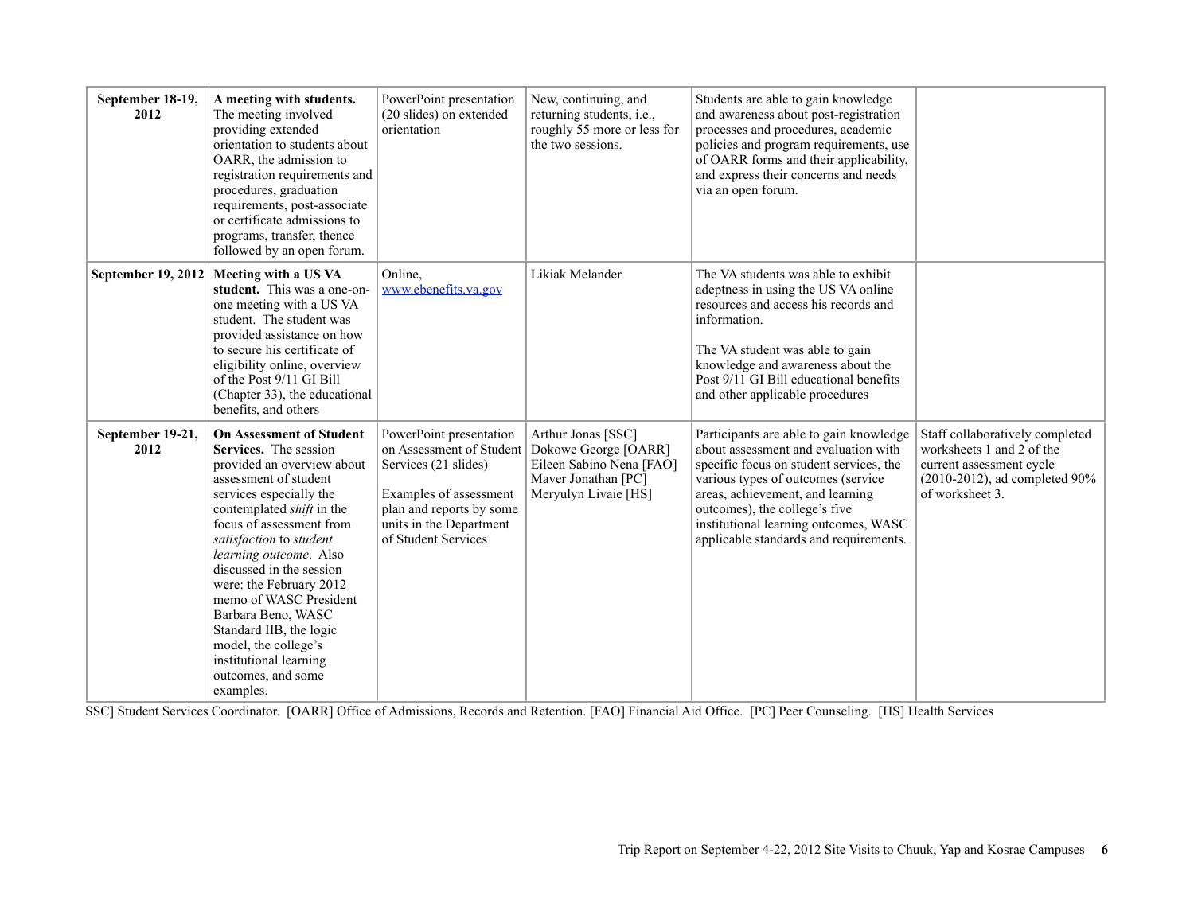| | | | | | |
|---|---|---|---|---|---|
| **September 18-19, 2012** | **A meeting with students.** The meeting involved providing extended orientation to students about OARR, the admission to registration requirements and procedures, graduation requirements, post-associate or certificate admissions to programs, transfer, thence followed by an open forum. | PowerPoint presentation (20 slides) on extended orientation | New, continuing, and returning students, i.e., roughly 55 more or less for the two sessions. | Students are able to gain knowledge and awareness about post-registration processes and procedures, academic policies and program requirements, use of OARR forms and their applicability, and express their concerns and needs via an open forum. | |
| **September 19, 2012** | **Meeting with a US VA student.** This was a one-on-one meeting with a US VA student. The student was provided assistance on how to secure his certificate of eligibility online, overview of the Post 9/11 GI Bill (Chapter 33), the educational benefits, and others | Online, www.ebenefits.va.gov | Likiak Melander | The VA students was able to exhibit adeptness in using the US VA online resources and access his records and information.<br><br>The VA student was able to gain knowledge and awareness about the Post 9/11 GI Bill educational benefits and other applicable procedures | |
| **September 19-21, 2012** | **On Assessment of Student Services.** The session provided an overview about assessment of student services especially the contemplated *shift* in the focus of assessment from *satisfaction* to *student learning outcome*. Also discussed in the session were: the February 2012 memo of WASC President Barbara Beno, WASC Standard IIB, the logic model, the college's institutional learning outcomes, and some examples. | PowerPoint presentation on Assessment of Student Services (21 slides)<br><br>Examples of assessment plan and reports by some units in the Department of Student Services | Arthur Jonas [SSC]<br>Dokowe George [OARR]<br>Eileen Sabino Nena [FAO]<br>Maver Jonathan [PC]<br>Meryulyn Livaie [HS] | Participants are able to gain knowledge about assessment and evaluation with specific focus on student services, the various types of outcomes (service areas, achievement, and learning outcomes), the college's five institutional learning outcomes, WASC applicable standards and requirements. | Staff collaboratively completed worksheets 1 and 2 of the current assessment cycle (2010-2012), ad completed 90% of worksheet 3. |

SSC] Student Services Coordinator. [OARR] Office of Admissions, Records and Retention. [FAO] Financial Aid Office. [PC] Peer Counseling. [HS] Health Services